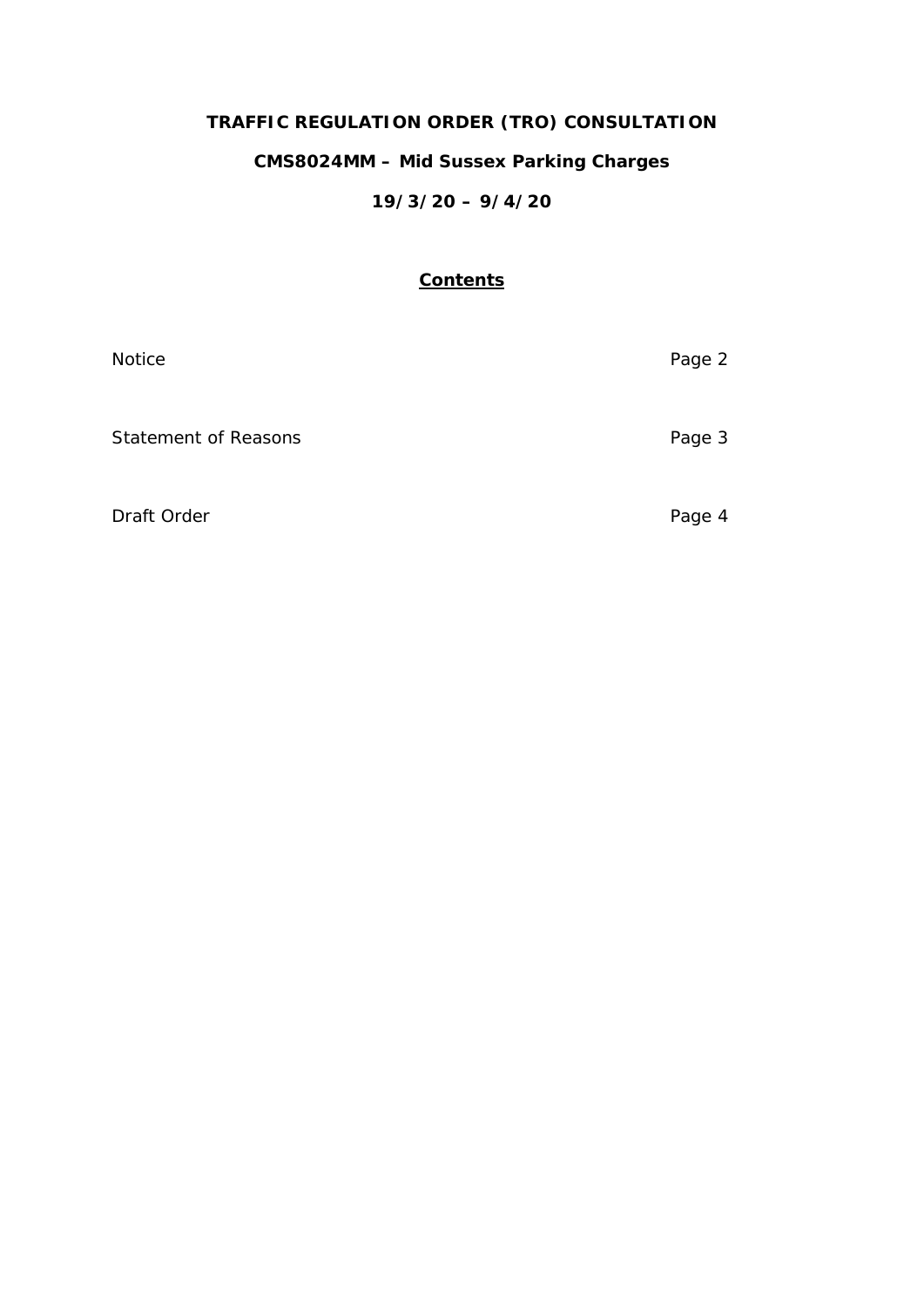# TRAFFIC REGULATION ORDER (TRO) CONSULTATION

## CMS8024MM – Mid Sussex Parking Charges

## 19/3/20 – 9/4/20

**Contents**

| | |
|---|---|
| Notice | Page 2 |
| Statement of Reasons | Page 3 |
| Draft Order | Page 4 |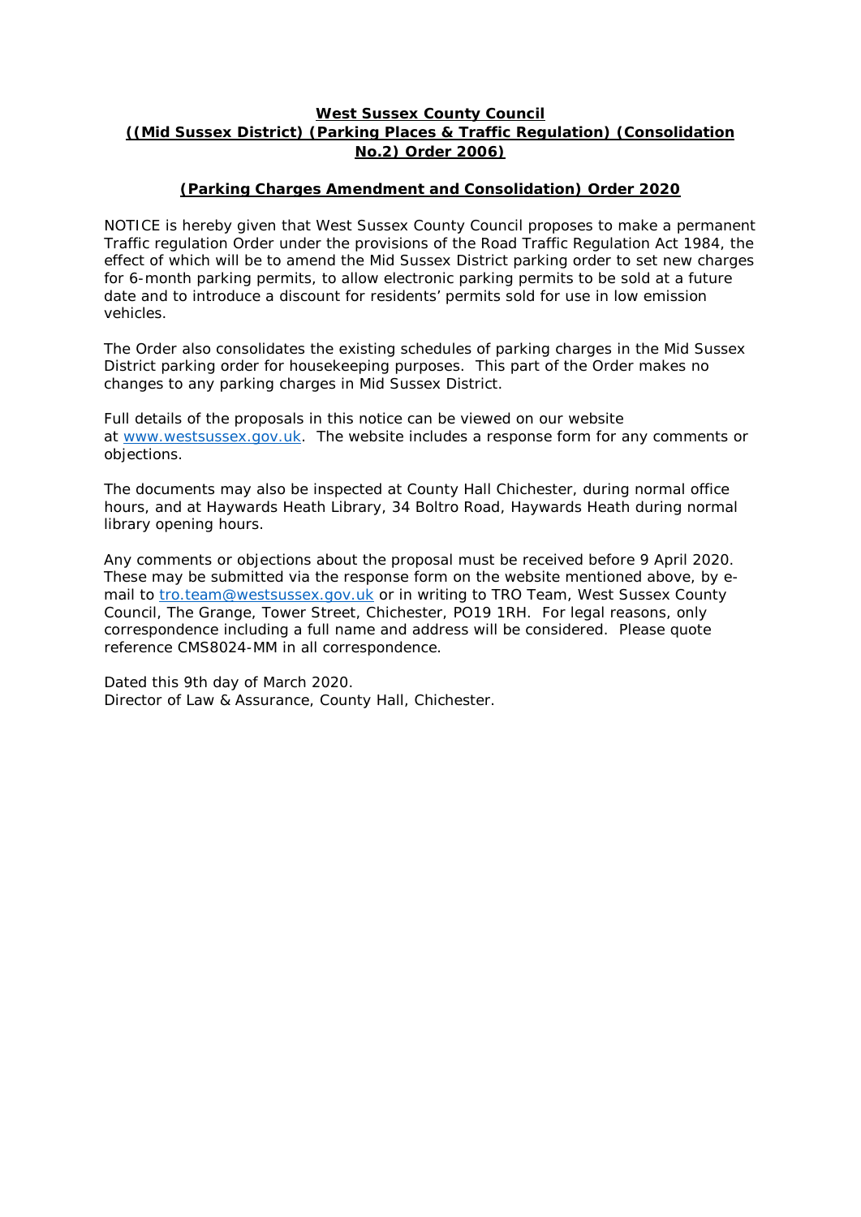**West Sussex County Council**
**((Mid Sussex District) (Parking Places & Traffic Regulation) (Consolidation No.2) Order 2006)**

**(Parking Charges Amendment and Consolidation) Order 2020**

NOTICE is hereby given that West Sussex County Council proposes to make a permanent Traffic regulation Order under the provisions of the Road Traffic Regulation Act 1984, the effect of which will be to amend the Mid Sussex District parking order to set new charges for 6-month parking permits, to allow electronic parking permits to be sold at a future date and to introduce a discount for residents' permits sold for use in low emission vehicles.

The Order also consolidates the existing schedules of parking charges in the Mid Sussex District parking order for housekeeping purposes. This part of the Order makes no changes to any parking charges in Mid Sussex District.

Full details of the proposals in this notice can be viewed on our website at www.westsussex.gov.uk. The website includes a response form for any comments or objections.

The documents may also be inspected at County Hall Chichester, during normal office hours, and at Haywards Heath Library, 34 Boltro Road, Haywards Heath during normal library opening hours.

Any comments or objections about the proposal must be received before 9 April 2020. These may be submitted via the response form on the website mentioned above, by e-mail to tro.team@westsussex.gov.uk or in writing to TRO Team, West Sussex County Council, The Grange, Tower Street, Chichester, PO19 1RH. For legal reasons, only correspondence including a full name and address will be considered. Please quote reference CMS8024-MM in all correspondence.

Dated this 9th day of March 2020.
Director of Law & Assurance, County Hall, Chichester.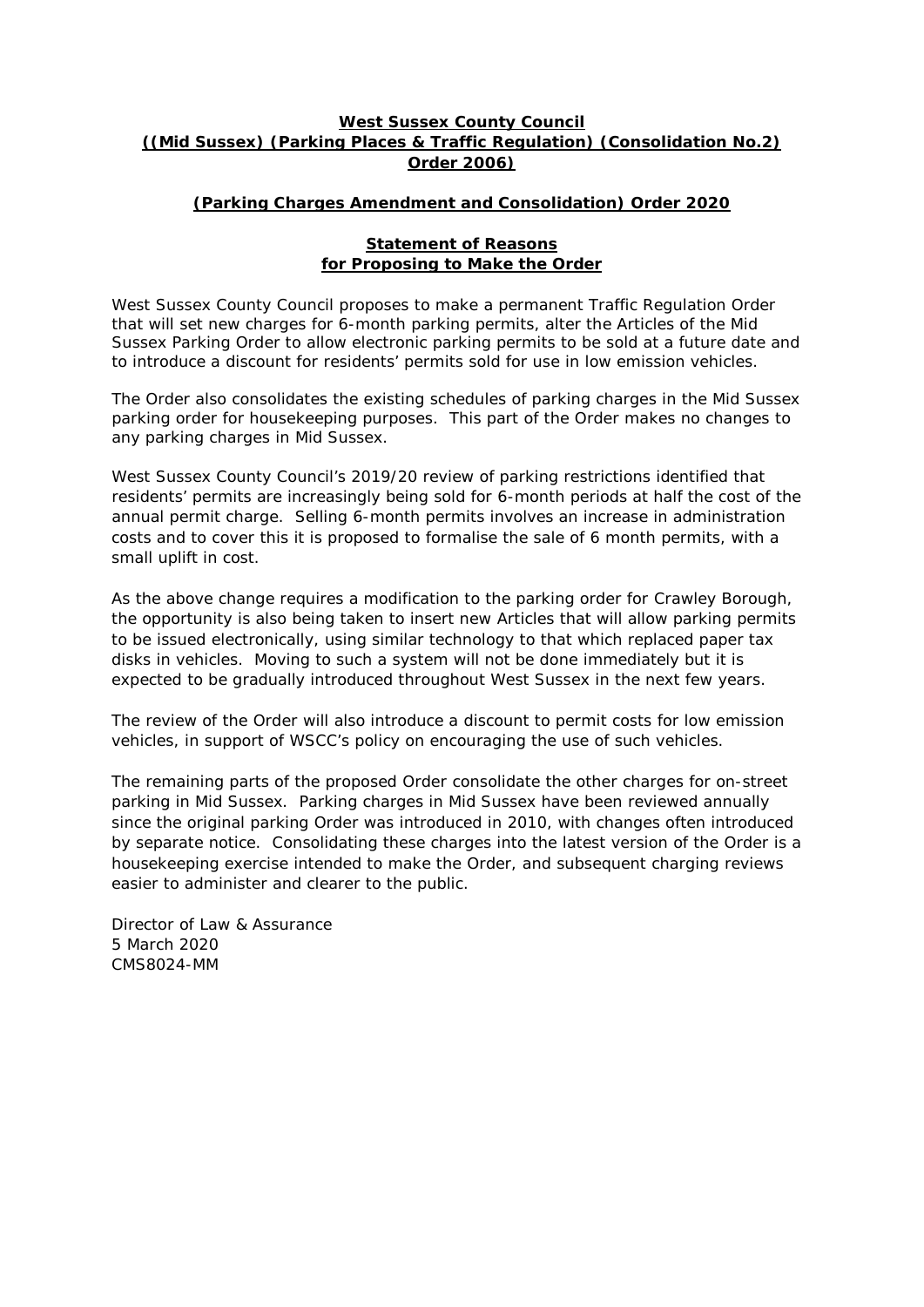**West Sussex County Council**
**((Mid Sussex) (Parking Places & Traffic Regulation) (Consolidation No.2) Order 2006)**

**(Parking Charges Amendment and Consolidation) Order 2020**

**Statement of Reasons for Proposing to Make the Order**

West Sussex County Council proposes to make a permanent Traffic Regulation Order that will set new charges for 6-month parking permits, alter the Articles of the Mid Sussex Parking Order to allow electronic parking permits to be sold at a future date and to introduce a discount for residents' permits sold for use in low emission vehicles.

The Order also consolidates the existing schedules of parking charges in the Mid Sussex parking order for housekeeping purposes. This part of the Order makes no changes to any parking charges in Mid Sussex.

West Sussex County Council's 2019/20 review of parking restrictions identified that residents' permits are increasingly being sold for 6-month periods at half the cost of the annual permit charge. Selling 6-month permits involves an increase in administration costs and to cover this it is proposed to formalise the sale of 6 month permits, with a small uplift in cost.

As the above change requires a modification to the parking order for Crawley Borough, the opportunity is also being taken to insert new Articles that will allow parking permits to be issued electronically, using similar technology to that which replaced paper tax disks in vehicles. Moving to such a system will not be done immediately but it is expected to be gradually introduced throughout West Sussex in the next few years.

The review of the Order will also introduce a discount to permit costs for low emission vehicles, in support of WSCC's policy on encouraging the use of such vehicles.

The remaining parts of the proposed Order consolidate the other charges for on-street parking in Mid Sussex. Parking charges in Mid Sussex have been reviewed annually since the original parking Order was introduced in 2010, with changes often introduced by separate notice. Consolidating these charges into the latest version of the Order is a housekeeping exercise intended to make the Order, and subsequent charging reviews easier to administer and clearer to the public.

Director of Law & Assurance
5 March 2020
CMS8024-MM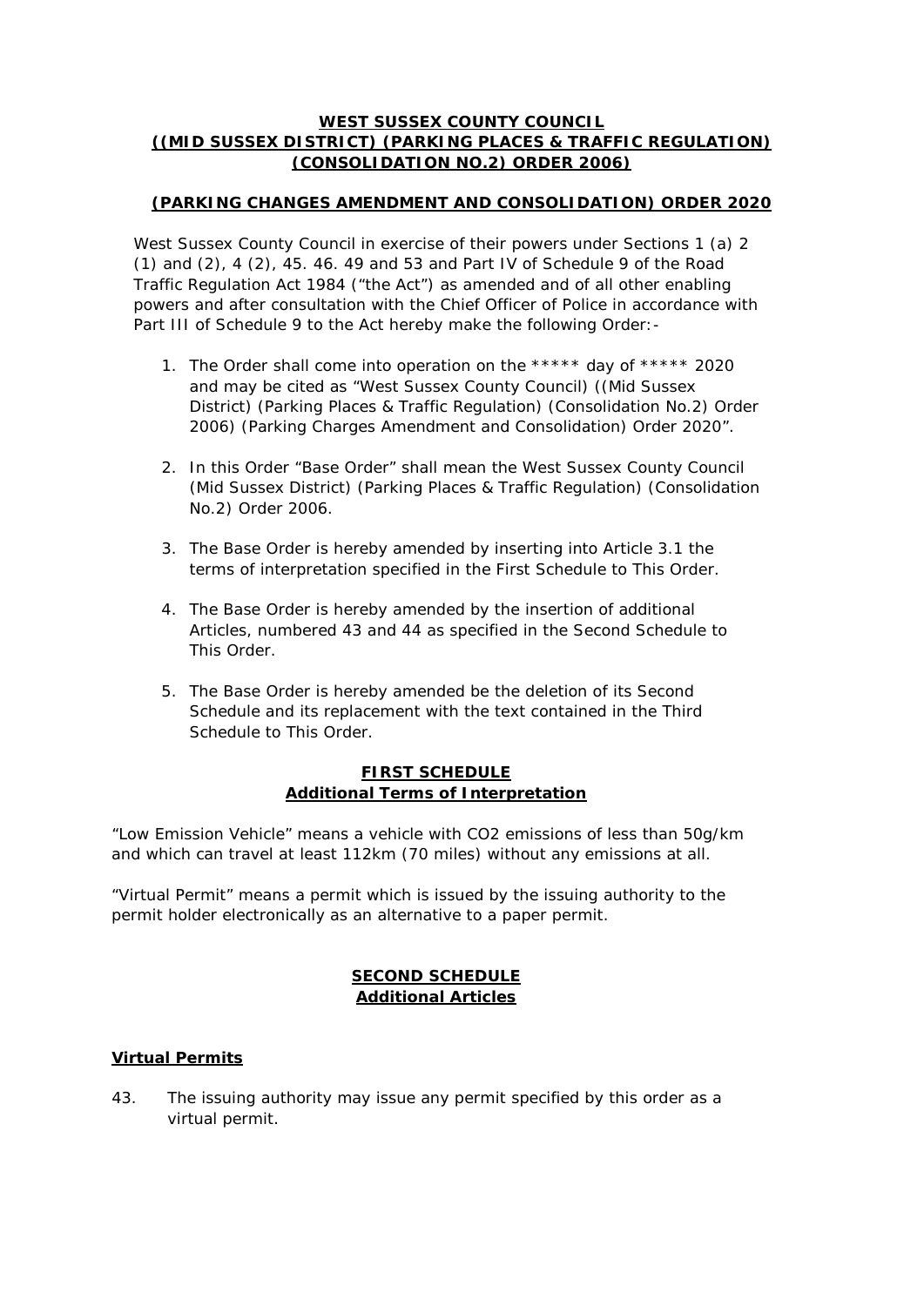**WEST SUSSEX COUNTY COUNCIL**
**((MID SUSSEX DISTRICT) (PARKING PLACES & TRAFFIC REGULATION) (CONSOLIDATION NO.2) ORDER 2006)**

**(PARKING CHANGES AMENDMENT AND CONSOLIDATION) ORDER 2020**

West Sussex County Council in exercise of their powers under Sections 1 (a) 2 (1) and (2), 4 (2), 45. 46. 49 and 53 and Part IV of Schedule 9 of the Road Traffic Regulation Act 1984 ("the Act") as amended and of all other enabling powers and after consultation with the Chief Officer of Police in accordance with Part III of Schedule 9 to the Act hereby make the following Order:-

1. The Order shall come into operation on the ***** day of ***** 2020 and may be cited as "West Sussex County Council) ((Mid Sussex District) (Parking Places & Traffic Regulation) (Consolidation No.2) Order 2006) (Parking Charges Amendment and Consolidation) Order 2020".

2. In this Order "Base Order" shall mean the West Sussex County Council (Mid Sussex District) (Parking Places & Traffic Regulation) (Consolidation No.2) Order 2006.

3. The Base Order is hereby amended by inserting into Article 3.1 the terms of interpretation specified in the First Schedule to This Order.

4. The Base Order is hereby amended by the insertion of additional Articles, numbered 43 and 44 as specified in the Second Schedule to This Order.

5. The Base Order is hereby amended be the deletion of its Second Schedule and its replacement with the text contained in the Third Schedule to This Order.

**FIRST SCHEDULE**
**Additional Terms of Interpretation**

"Low Emission Vehicle" means a vehicle with $CO_2$ emissions of less than 50g/km and which can travel at least 112km (70 miles) without any emissions at all.

"Virtual Permit" means a permit which is issued by the issuing authority to the permit holder electronically as an alternative to a paper permit.

**SECOND SCHEDULE**
**Additional Articles**

**Virtual Permits**

43. The issuing authority may issue any permit specified by this order as a virtual permit.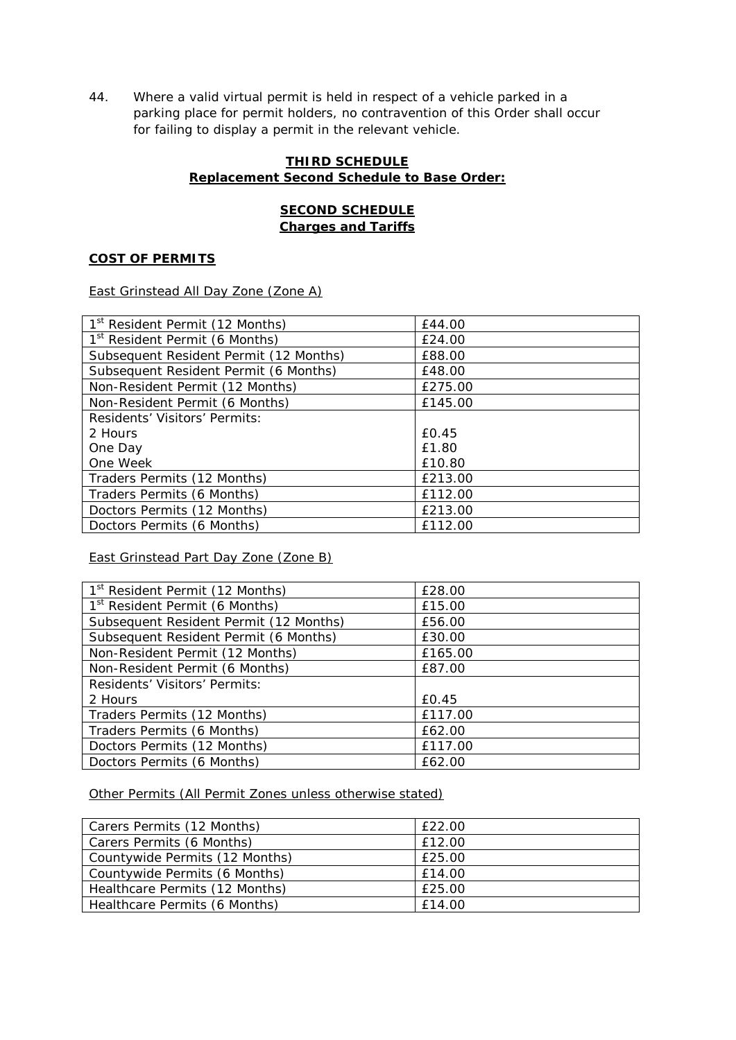44. Where a valid virtual permit is held in respect of a vehicle parked in a parking place for permit holders, no contravention of this Order shall occur for failing to display a permit in the relevant vehicle.

**THIRD SCHEDULE**
**Replacement Second Schedule to Base Order:**

**SECOND SCHEDULE**
**Charges and Tariffs**

**COST OF PERMITS**

East Grinstead All Day Zone (Zone A)

| | |
|---|---|
| 1st Resident Permit (12 Months) | £44.00 |
| 1st Resident Permit (6 Months) | £24.00 |
| Subsequent Resident Permit (12 Months) | £88.00 |
| Subsequent Resident Permit (6 Months) | £48.00 |
| Non-Resident Permit (12 Months) | £275.00 |
| Non-Resident Permit (6 Months) | £145.00 |
| Residents' Visitors' Permits:<br>2 Hours<br>One Day<br>One Week | <br>£0.45<br>£1.80<br>£10.80 |
| Traders Permits (12 Months) | £213.00 |
| Traders Permits (6 Months) | £112.00 |
| Doctors Permits (12 Months) | £213.00 |
| Doctors Permits (6 Months) | £112.00 |

East Grinstead Part Day Zone (Zone B)

| | |
|---|---|
| 1st Resident Permit (12 Months) | £28.00 |
| 1st Resident Permit (6 Months) | £15.00 |
| Subsequent Resident Permit (12 Months) | £56.00 |
| Subsequent Resident Permit (6 Months) | £30.00 |
| Non-Resident Permit (12 Months) | £165.00 |
| Non-Resident Permit (6 Months) | £87.00 |
| Residents' Visitors' Permits:<br>2 Hours | <br>£0.45 |
| Traders Permits (12 Months) | £117.00 |
| Traders Permits (6 Months) | £62.00 |
| Doctors Permits (12 Months) | £117.00 |
| Doctors Permits (6 Months) | £62.00 |

Other Permits (All Permit Zones unless otherwise stated)

| | |
|---|---|
| Carers Permits (12 Months) | £22.00 |
| Carers Permits (6 Months) | £12.00 |
| Countywide Permits (12 Months) | £25.00 |
| Countywide Permits (6 Months) | £14.00 |
| Healthcare Permits (12 Months) | £25.00 |
| Healthcare Permits (6 Months) | £14.00 |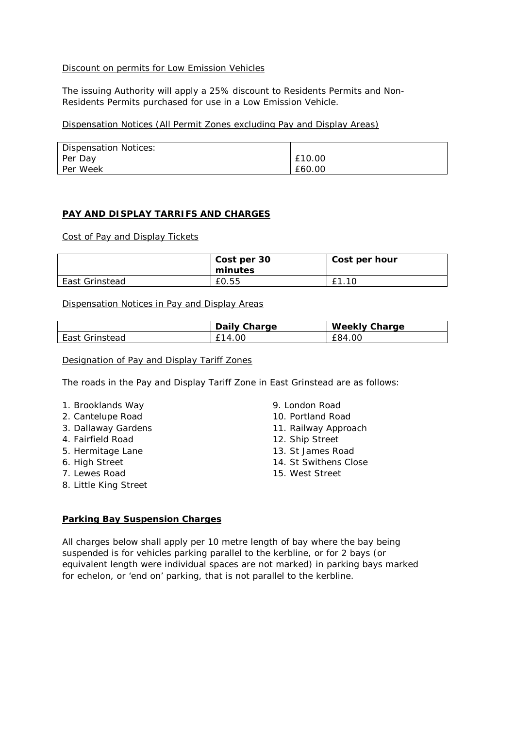Discount on permits for Low Emission Vehicles

The issuing Authority will apply a 25% discount to Residents Permits and Non-Residents Permits purchased for use in a Low Emission Vehicle.

Dispensation Notices (All Permit Zones excluding Pay and Display Areas)

| Dispensation Notices: | |
|---|---|
| Per Day | £10.00 |
| Per Week | £60.00 |

## PAY AND DISPLAY TARRIFS AND CHARGES

Cost of Pay and Display Tickets

| | Cost per 30 minutes | Cost per hour |
|---|---|---|
| East Grinstead | £0.55 | £1.10 |

Dispensation Notices in Pay and Display Areas

| | Daily Charge | Weekly Charge |
|---|---|---|
| East Grinstead | £14.00 | £84.00 |

Designation of Pay and Display Tariff Zones

The roads in the Pay and Display Tariff Zone in East Grinstead are as follows:

1. Brooklands Way
2. Cantelupe Road
3. Dallaway Gardens
4. Fairfield Road
5. Hermitage Lane
6. High Street
7. Lewes Road
8. Little King Street
9. London Road
10. Portland Road
11. Railway Approach
12. Ship Street
13. St James Road
14. St Swithens Close
15. West Street

## Parking Bay Suspension Charges

All charges below shall apply per 10 metre length of bay where the bay being suspended is for vehicles parking parallel to the kerbline, or for 2 bays (or equivalent length were individual spaces are not marked) in parking bays marked for echelon, or 'end on' parking, that is not parallel to the kerbline.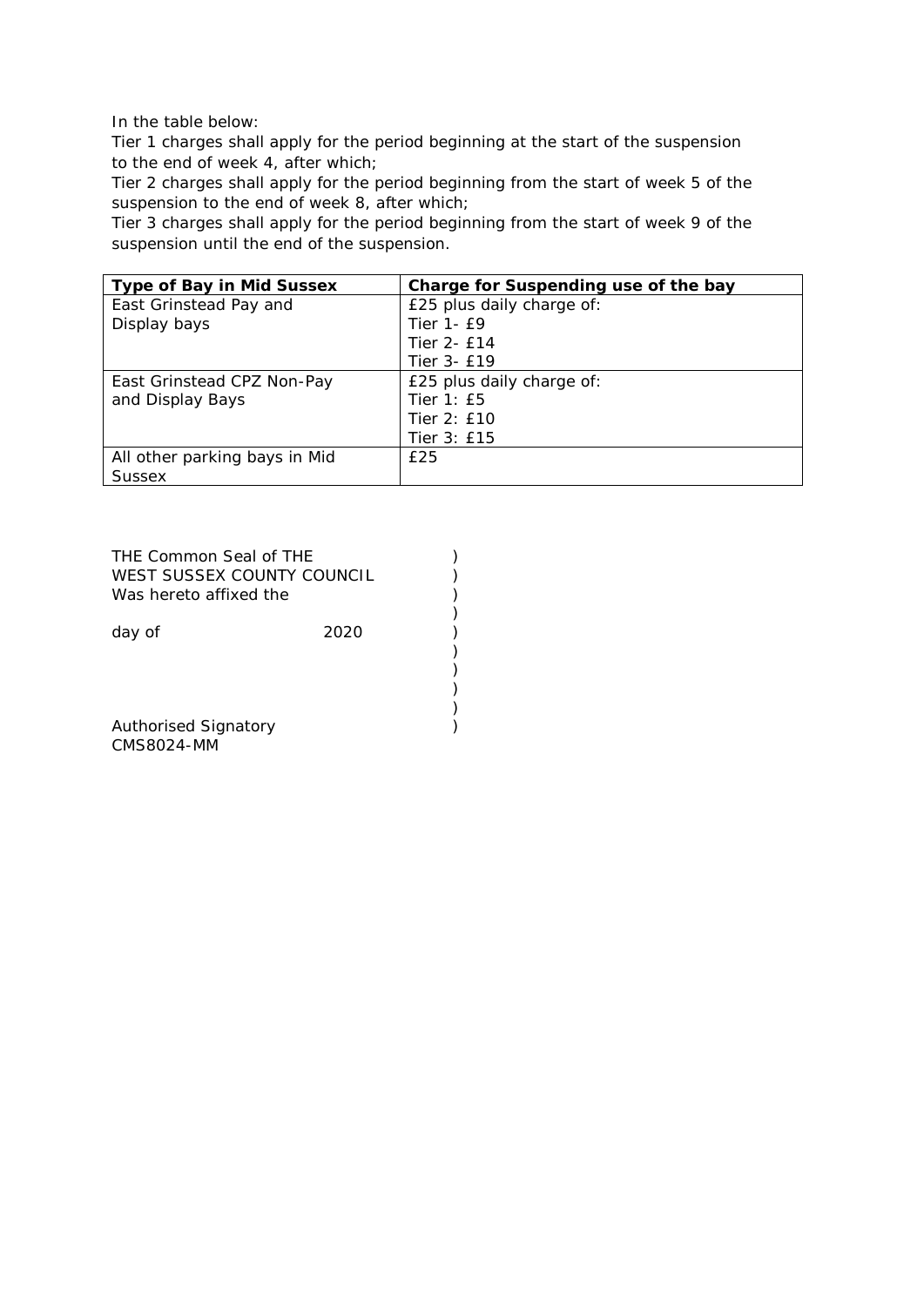In the table below:

Tier 1 charges shall apply for the period beginning at the start of the suspension to the end of week 4, after which;

Tier 2 charges shall apply for the period beginning from the start of week 5 of the suspension to the end of week 8, after which;

Tier 3 charges shall apply for the period beginning from the start of week 9 of the suspension until the end of the suspension.

| **Type of Bay in Mid Sussex** | **Charge for Suspending use of the bay** |
|---|---|
| East Grinstead Pay and Display bays | £25 plus daily charge of:<br>Tier 1- £9<br>Tier 2- £14<br>Tier 3- £19 |
| East Grinstead CPZ Non-Pay and Display Bays | £25 plus daily charge of:<br>Tier 1: £5<br>Tier 2: £10<br>Tier 3: £15 |
| All other parking bays in Mid Sussex | £25 |

THE Common Seal of THE )
WEST SUSSEX COUNTY COUNCIL )
Was hereto affixed the )
)
day of 2020 )
)
)
)
)
Authorised Signatory )

CMS8024-MM